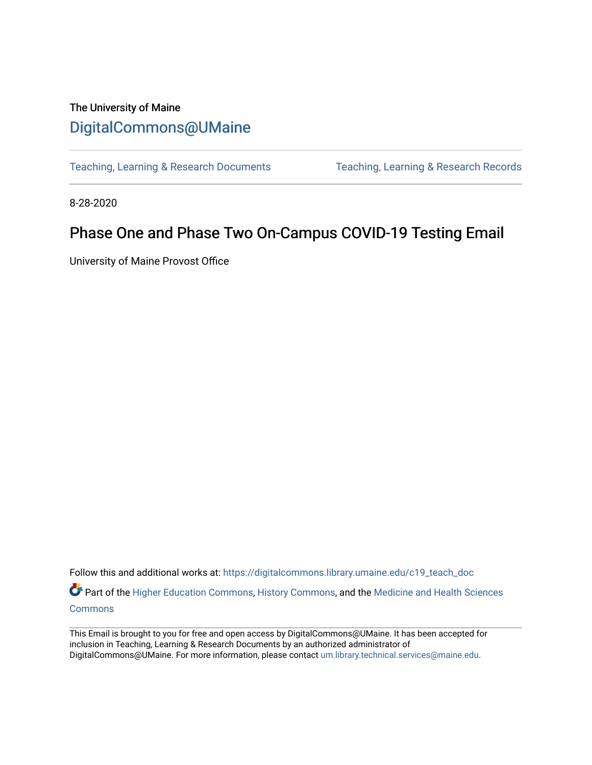The University of Maine

# DigitalCommons@UMaine

Teaching, Learning & Research Documents

Teaching, Learning & Research Records

8-28-2020

## Phase One and Phase Two On-Campus COVID-19 Testing Email

University of Maine Provost Office

Follow this and additional works at: https://digitalcommons.library.umaine.edu/c19_teach_doc

Part of the Higher Education Commons, History Commons, and the Medicine and Health Sciences Commons

This Email is brought to you for free and open access by DigitalCommons@UMaine. It has been accepted for inclusion in Teaching, Learning & Research Documents by an authorized administrator of DigitalCommons@UMaine. For more information, please contact um.library.technical.services@maine.edu.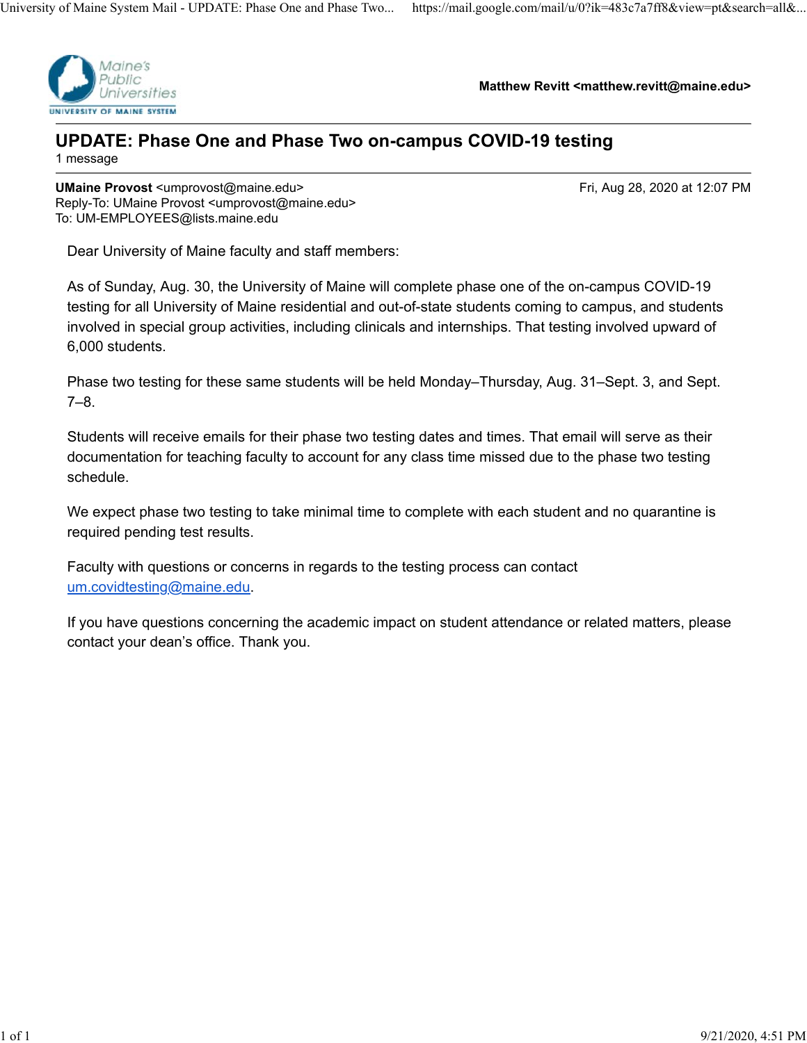Matthew Revitt <matthew.revitt@maine.edu>

# UPDATE: Phase One and Phase Two on-campus COVID-19 testing

1 message

**UMaine Provost** <umprovost@maine.edu>
Reply-To: UMaine Provost <umprovost@maine.edu>
To: UM-EMPLOYEES@lists.maine.edu

Fri, Aug 28, 2020 at 12:07 PM

Dear University of Maine faculty and staff members:

As of Sunday, Aug. 30, the University of Maine will complete phase one of the on-campus COVID-19 testing for all University of Maine residential and out-of-state students coming to campus, and students involved in special group activities, including clinicals and internships. That testing involved upward of 6,000 students.

Phase two testing for these same students will be held Monday–Thursday, Aug. 31–Sept. 3, and Sept. 7–8.

Students will receive emails for their phase two testing dates and times. That email will serve as their documentation for teaching faculty to account for any class time missed due to the phase two testing schedule.

We expect phase two testing to take minimal time to complete with each student and no quarantine is required pending test results.

Faculty with questions or concerns in regards to the testing process can contact um.covidtesting@maine.edu.

If you have questions concerning the academic impact on student attendance or related matters, please contact your dean's office. Thank you.